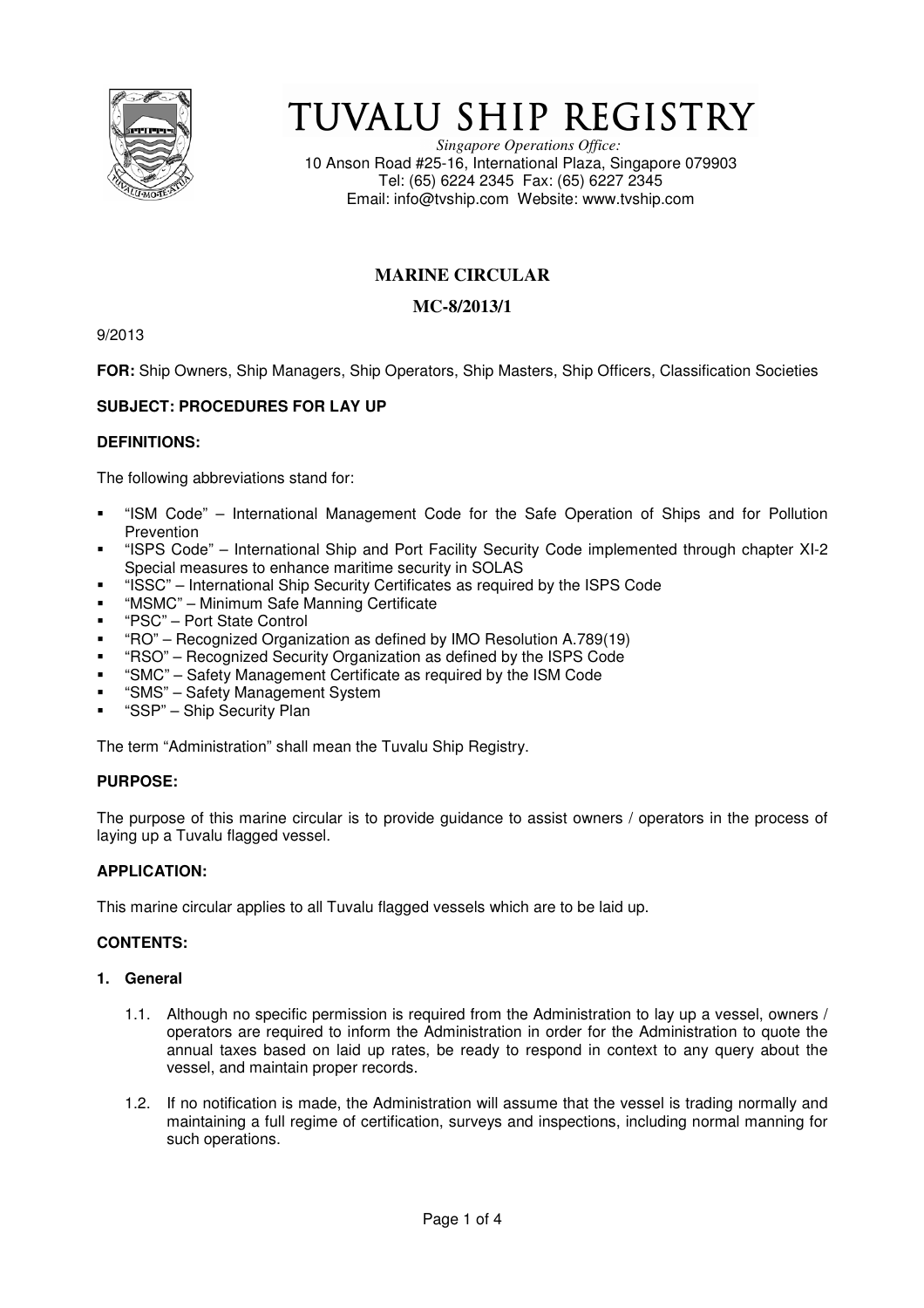# TUVALU SHIP REGISTRY

*Singapore Operations Office:*
10 Anson Road #25-16, International Plaza, Singapore 079903
Tel: (65) 6224 2345 Fax: (65) 6227 2345
Email: info@tvship.com Website: www.tvship.com

## MARINE CIRCULAR

## MC-8/2013/1

9/2013

**FOR:** Ship Owners, Ship Managers, Ship Operators, Ship Masters, Ship Officers, Classification Societies

**SUBJECT: PROCEDURES FOR LAY UP**

**DEFINITIONS:**

The following abbreviations stand for:

- "ISM Code" – International Management Code for the Safe Operation of Ships and for Pollution Prevention
- "ISPS Code" – International Ship and Port Facility Security Code implemented through chapter XI-2 Special measures to enhance maritime security in SOLAS
- "ISSC" – International Ship Security Certificates as required by the ISPS Code
- "MSMC" – Minimum Safe Manning Certificate
- "PSC" – Port State Control
- "RO" – Recognized Organization as defined by IMO Resolution A.789(19)
- "RSO" – Recognized Security Organization as defined by the ISPS Code
- "SMC" – Safety Management Certificate as required by the ISM Code
- "SMS" – Safety Management System
- "SSP" – Ship Security Plan

The term "Administration" shall mean the Tuvalu Ship Registry.

**PURPOSE:**

The purpose of this marine circular is to provide guidance to assist owners / operators in the process of laying up a Tuvalu flagged vessel.

**APPLICATION:**

This marine circular applies to all Tuvalu flagged vessels which are to be laid up.

**CONTENTS:**

**1. General**

1.1. Although no specific permission is required from the Administration to lay up a vessel, owners / operators are required to inform the Administration in order for the Administration to quote the annual taxes based on laid up rates, be ready to respond in context to any query about the vessel, and maintain proper records.

1.2. If no notification is made, the Administration will assume that the vessel is trading normally and maintaining a full regime of certification, surveys and inspections, including normal manning for such operations.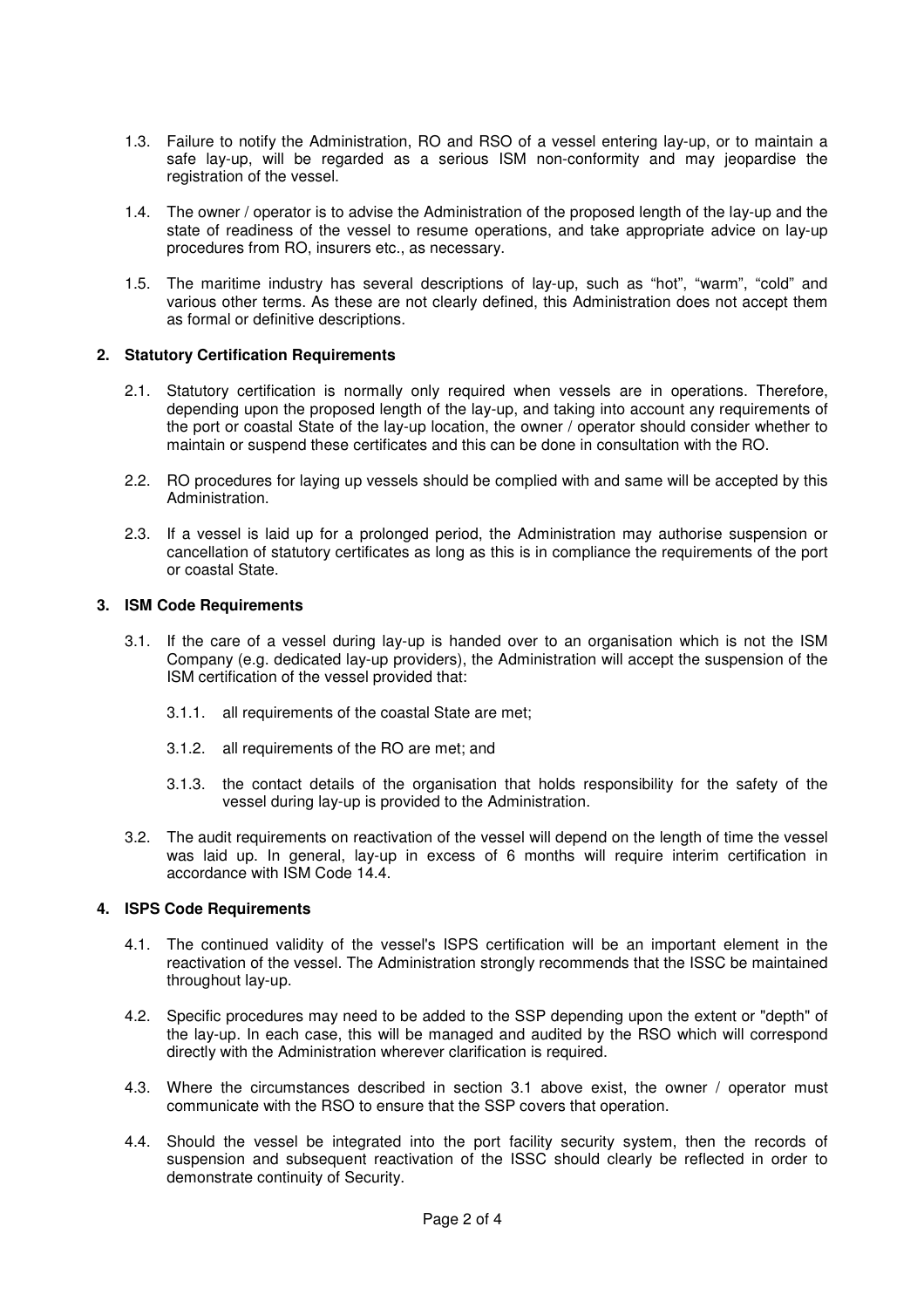1.3. Failure to notify the Administration, RO and RSO of a vessel entering lay-up, or to maintain a safe lay-up, will be regarded as a serious ISM non-conformity and may jeopardise the registration of the vessel.

1.4. The owner / operator is to advise the Administration of the proposed length of the lay-up and the state of readiness of the vessel to resume operations, and take appropriate advice on lay-up procedures from RO, insurers etc., as necessary.

1.5. The maritime industry has several descriptions of lay-up, such as "hot", "warm", "cold" and various other terms. As these are not clearly defined, this Administration does not accept them as formal or definitive descriptions.

## 2. Statutory Certification Requirements

2.1. Statutory certification is normally only required when vessels are in operations. Therefore, depending upon the proposed length of the lay-up, and taking into account any requirements of the port or coastal State of the lay-up location, the owner / operator should consider whether to maintain or suspend these certificates and this can be done in consultation with the RO.

2.2. RO procedures for laying up vessels should be complied with and same will be accepted by this Administration.

2.3. If a vessel is laid up for a prolonged period, the Administration may authorise suspension or cancellation of statutory certificates as long as this is in compliance the requirements of the port or coastal State.

## 3. ISM Code Requirements

3.1. If the care of a vessel during lay-up is handed over to an organisation which is not the ISM Company (e.g. dedicated lay-up providers), the Administration will accept the suspension of the ISM certification of the vessel provided that:

3.1.1. all requirements of the coastal State are met;

3.1.2. all requirements of the RO are met; and

3.1.3. the contact details of the organisation that holds responsibility for the safety of the vessel during lay-up is provided to the Administration.

3.2. The audit requirements on reactivation of the vessel will depend on the length of time the vessel was laid up. In general, lay-up in excess of 6 months will require interim certification in accordance with ISM Code 14.4.

## 4. ISPS Code Requirements

4.1. The continued validity of the vessel's ISPS certification will be an important element in the reactivation of the vessel. The Administration strongly recommends that the ISSC be maintained throughout lay-up.

4.2. Specific procedures may need to be added to the SSP depending upon the extent or "depth" of the lay-up. In each case, this will be managed and audited by the RSO which will correspond directly with the Administration wherever clarification is required.

4.3. Where the circumstances described in section 3.1 above exist, the owner / operator must communicate with the RSO to ensure that the SSP covers that operation.

4.4. Should the vessel be integrated into the port facility security system, then the records of suspension and subsequent reactivation of the ISSC should clearly be reflected in order to demonstrate continuity of Security.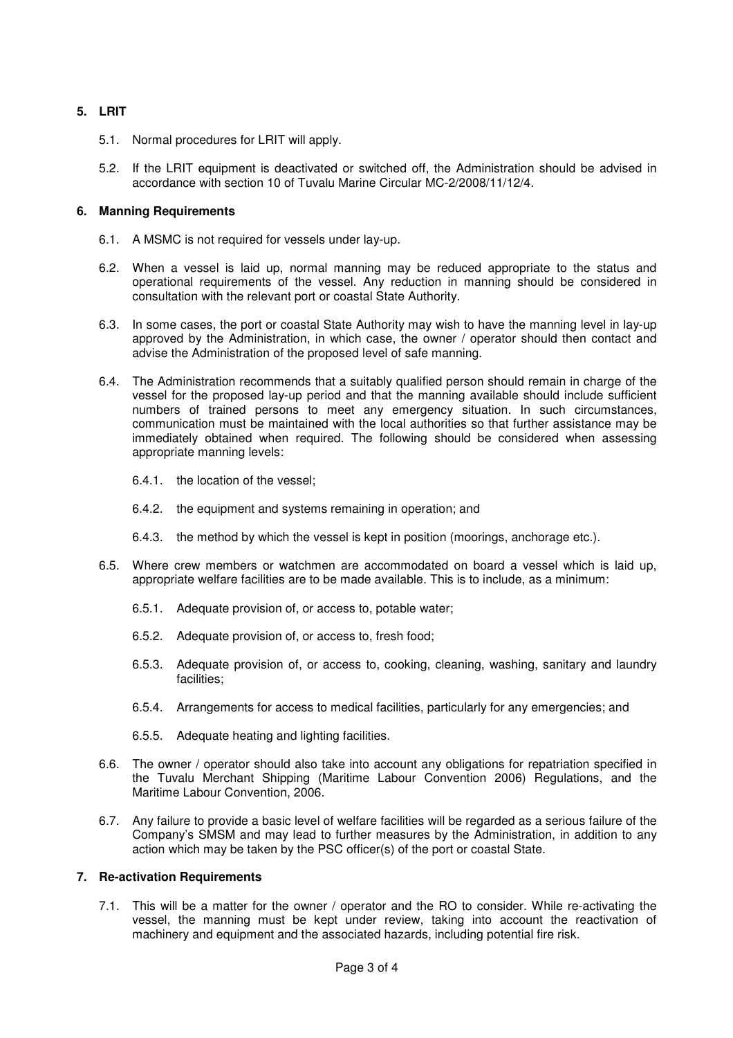## 5. LRIT

5.1. Normal procedures for LRIT will apply.

5.2. If the LRIT equipment is deactivated or switched off, the Administration should be advised in accordance with section 10 of Tuvalu Marine Circular MC-2/2008/11/12/4.

## 6. Manning Requirements

6.1. A MSMC is not required for vessels under lay-up.

6.2. When a vessel is laid up, normal manning may be reduced appropriate to the status and operational requirements of the vessel. Any reduction in manning should be considered in consultation with the relevant port or coastal State Authority.

6.3. In some cases, the port or coastal State Authority may wish to have the manning level in lay-up approved by the Administration, in which case, the owner / operator should then contact and advise the Administration of the proposed level of safe manning.

6.4. The Administration recommends that a suitably qualified person should remain in charge of the vessel for the proposed lay-up period and that the manning available should include sufficient numbers of trained persons to meet any emergency situation. In such circumstances, communication must be maintained with the local authorities so that further assistance may be immediately obtained when required. The following should be considered when assessing appropriate manning levels:

6.4.1. the location of the vessel;

6.4.2. the equipment and systems remaining in operation; and

6.4.3. the method by which the vessel is kept in position (moorings, anchorage etc.).

6.5. Where crew members or watchmen are accommodated on board a vessel which is laid up, appropriate welfare facilities are to be made available. This is to include, as a minimum:

6.5.1. Adequate provision of, or access to, potable water;

6.5.2. Adequate provision of, or access to, fresh food;

6.5.3. Adequate provision of, or access to, cooking, cleaning, washing, sanitary and laundry facilities;

6.5.4. Arrangements for access to medical facilities, particularly for any emergencies; and

6.5.5. Adequate heating and lighting facilities.

6.6. The owner / operator should also take into account any obligations for repatriation specified in the Tuvalu Merchant Shipping (Maritime Labour Convention 2006) Regulations, and the Maritime Labour Convention, 2006.

6.7. Any failure to provide a basic level of welfare facilities will be regarded as a serious failure of the Company's SMSM and may lead to further measures by the Administration, in addition to any action which may be taken by the PSC officer(s) of the port or coastal State.

## 7. Re-activation Requirements

7.1. This will be a matter for the owner / operator and the RO to consider. While re-activating the vessel, the manning must be kept under review, taking into account the reactivation of machinery and equipment and the associated hazards, including potential fire risk.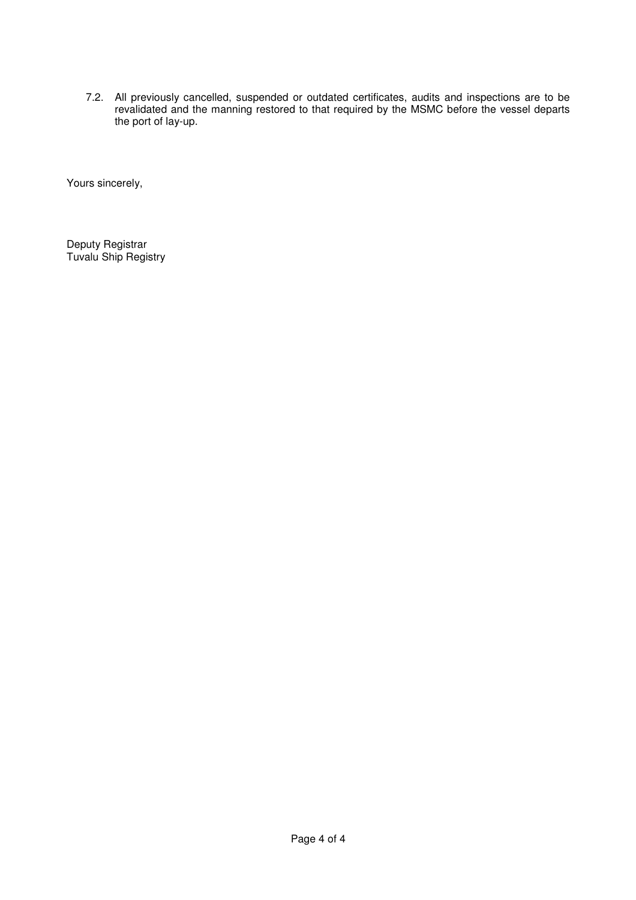7.2. All previously cancelled, suspended or outdated certificates, audits and inspections are to be revalidated and the manning restored to that required by the MSMC before the vessel departs the port of lay-up.

Yours sincerely,

Deputy Registrar
Tuvalu Ship Registry